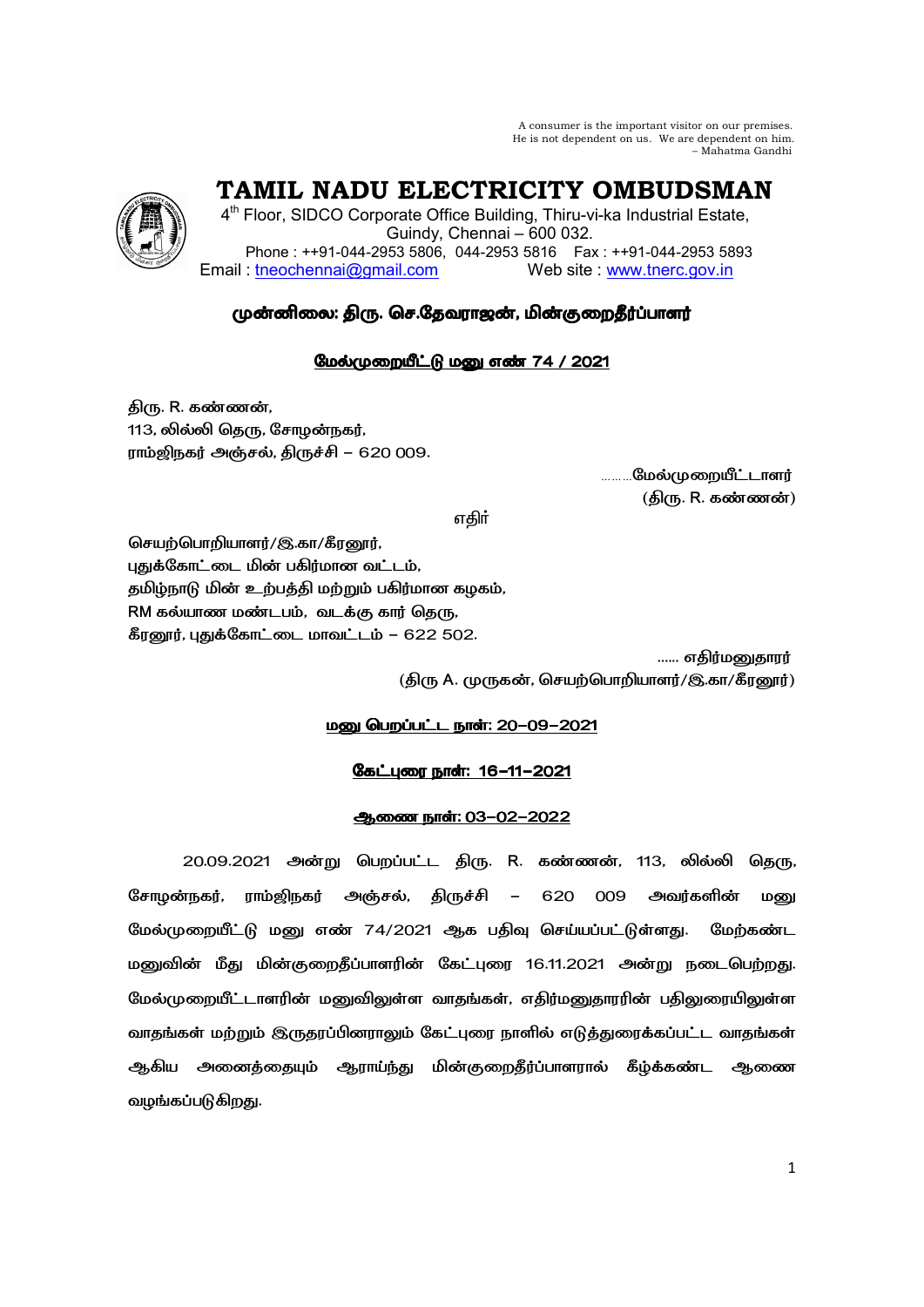A consumer is the important visitor on our premises.
He is not dependent on us. We are dependent on him.
– Mahatma Gandhi

# TAMIL NADU ELECTRICITY OMBUDSMAN

4th Floor, SIDCO Corporate Office Building, Thiru-vi-ka Industrial Estate,
Guindy, Chennai – 600 032.
Phone : ++91-044-2953 5806, 044-2953 5816 Fax : ++91-044-2953 5893
Email : tneochennai@gmail.com Web site : www.tnerc.gov.in

## முன்னிலை: திரு. செ.தேவராஜன், மின்குறைதீர்ப்பாளர்

### மேல்முறையீட்டு மனு எண் 74 / 2021

திரு. R. கண்ணன்,
113, லில்லி தெரு, சோழன்நகர்,
ராம்ஜிநகர் அஞ்சல், திருச்சி – 620 009.

………மேல்முறையீட்டாளர்
(திரு. R. கண்ணன்)

எதிர்

செயற்பொறியாளர்/இ.கா/கீரனூர்,
புதுக்கோட்டை மின் பகிர்மான வட்டம்,
தமிழ்நாடு மின் உற்பத்தி மற்றும் பகிர்மான கழகம்,
RM கல்யாண மண்டபம், வடக்கு கார் தெரு,
கீரனூர், புதுக்கோட்டை மாவட்டம் – 622 502.

…… எதிர்மனுதாரர்
(திரு A. முருகன், செயற்பொறியாளர்/இ.கா/கீரனூர்)

**மனு பெறப்பட்ட நாள்: 20–09–2021**

**கேட்புரை நாள்: 16–11–2021**

**ஆணை நாள்: 03–02–2022**

20.09.2021 அன்று பெறப்பட்ட திரு. R. கண்ணன், 113, லில்லி தெரு, சோழன்நகர், ராம்ஜிநகர் அஞ்சல், திருச்சி – 620 009 அவர்களின் மனு மேல்முறையீட்டு மனு எண் 74/2021 ஆக பதிவு செய்யப்பட்டுள்ளது. மேற்கண்ட மனுவின் மீது மின்குறைதீப்பாளரின் கேட்புரை 16.11.2021 அன்று நடைபெற்றது. மேல்முறையீட்டாளரின் மனுவிலுள்ள வாதங்கள், எதிர்மனுதாரரின் பதிலுரையிலுள்ள வாதங்கள் மற்றும் இருதரப்பினராலும் கேட்புரை நாளில் எடுத்துரைக்கப்பட்ட வாதங்கள் ஆகிய அனைத்தையும் ஆராய்ந்து மின்குறைதீர்ப்பாளரால் கீழ்க்கண்ட ஆணை வழங்கப்படுகிறது.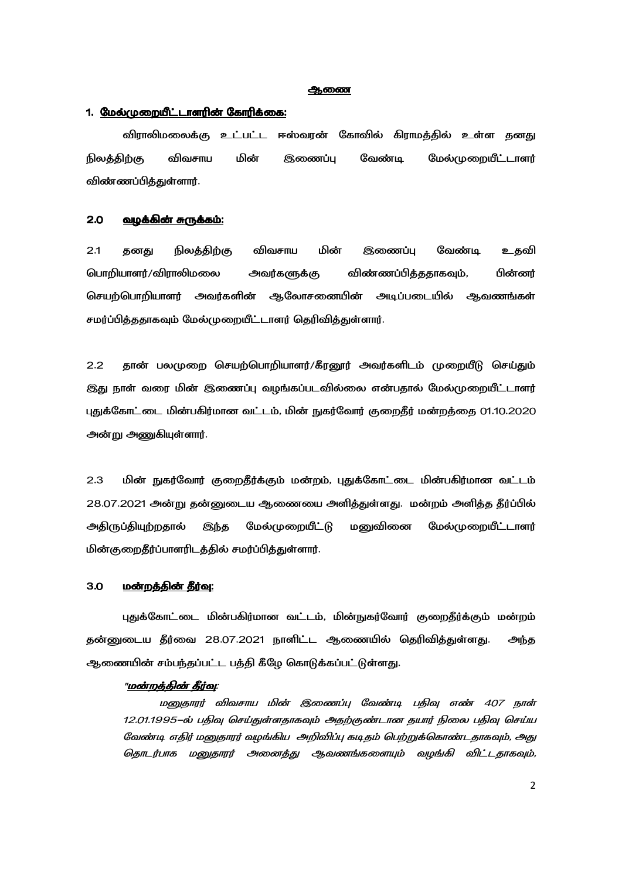**ஆணை**

**1. மேல்முறையீட்டாளரின் கோரிக்கை:**

விராலிமலைக்கு உட்பட்ட ஈஸ்வரன் கோவில் கிராமத்தில் உள்ள தனது நிலத்திற்கு விவசாய மின் இணைப்பு வேண்டி மேல்முறையீட்டாளர் விண்ணப்பித்துள்ளார்.

**2.0 வழக்கின் சுருக்கம்:**

2.1 தனது நிலத்திற்கு விவசாய மின் இணைப்பு வேண்டி உதவி பொறியாளர்/விராலிமலை அவர்களுக்கு விண்ணப்பித்ததாகவும், பின்னர் செயற்பொறியாளர் அவர்களின் ஆலோசனையின் அடிப்படையில் ஆவணங்கள் சமர்ப்பித்ததாகவும் மேல்முறையீட்டாளர் தெரிவித்துள்ளார்.

2.2 தான் பலமுறை செயற்பொறியாளர்/கீரனூர் அவர்களிடம் முறையீடு செய்தும் இது நாள் வரை மின் இணைப்பு வழங்கப்படவில்லை என்பதால் மேல்முறையீட்டாளர் புதுக்கோட்டை மின்பகிர்மான வட்டம், மின் நுகர்வோர் குறைதீர் மன்றத்தை 01.10.2020 அன்று அணுகியுள்ளார்.

2.3 மின் நுகர்வோர் குறைதீர்க்கும் மன்றம், புதுக்கோட்டை மின்பகிர்மான வட்டம் 28.07.2021 அன்று தன்னுடைய ஆணையை அளித்துள்ளது. மன்றம் அளித்த தீர்ப்பில் அதிருப்தியுற்றதால் இந்த மேல்முறையீட்டு மனுவினை மேல்முறையீட்டாளர் மின்குறைதீர்ப்பாளரிடத்தில் சமர்ப்பித்துள்ளார்.

**3.0 மன்றத்தின் தீர்வு:**

புதுக்கோட்டை மின்பகிர்மான வட்டம், மின்நுகர்வோர் குறைதீர்க்கும் மன்றம் தன்னுடைய தீர்வை 28.07.2021 நாளிட்ட ஆணையில் தெரிவித்துள்ளது. அந்த ஆணையின் சம்பந்தப்பட்ட பத்தி கீழே கொடுக்கப்பட்டுள்ளது.

*"**மன்றத்தின் தீர்வு**:*

*மனுதாரர் விவசாய மின் இணைப்பு வேண்டி பதிவு எண் 407 நாள் 12.01.1995-ல் பதிவு செய்துள்ளதாகவும் அதற்குண்டான தயார் நிலை பதிவு செய்ய வேண்டி எதிர் மனுதாரர் வழங்கிய அறிவிப்பு கடிதம் பெற்றுக்கொண்டதாகவும், அது தொடர்பாக மனுதாரர் அனைத்து ஆவணங்களையும் வழங்கி விட்டதாகவும்,*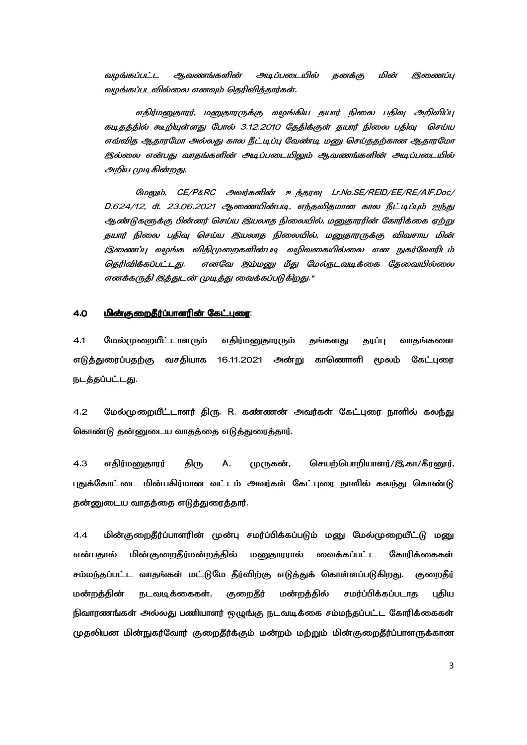*வழங்கப்பட்ட ஆவணங்களின் அடிப்படையில் தனக்கு மின் இணைப்பு வழங்கப்படவில்லை எனவும் தெரிவித்தார்கள்.*

*எதிர்மனுதாரர், மனுதாரருக்கு வழங்கிய தயார் நிலை பதிவு அறிவிப்பு கடிதத்தில் கூறியுள்ளது போல் 3.12.2010 தேதிக்குள் தயார் நிலை பதிவு செய்ய எவ்வித ஆதாரமோ அல்லது கால நீட்டிப்பு வேண்டி மனு செய்ததற்கான ஆதாரமோ இல்லை என்பது வாதங்களின் அடிப்படையிலும் ஆவணங்களின் அடிப்படையில் அறிய முடிகின்றது.*

*மேலும், CE/P&RC அவர்களின் உத்தரவு Lr.No.SE/REID/EE/RE/AIF.Doc/ D.624/12, dt. 23.06.2021 ஆணையின்படி, எந்தவிதமான கால நீட்டிப்பும் ஐந்து ஆண்டுகளுக்கு பின்னர் செய்ய இயலாத நிலையில், மனுதாரரின் கோரிக்கை ஏற்று தயார் நிலை பதிவு செய்ய இயலாத நிலையில், மனுதாரருக்கு விவசாய மின் இணைப்பு வழங்க விதிமுறைகளின்படி வழிவகையில்லை என நுகர்வோரிடம் தெரிவிக்கப்பட்டது. எனவே இம்மனு மீது மேல்நடவடிக்கை தேவையில்லை எனக்கருதி இத்துடன் முடித்து வைக்கப்படுகிறது."*

## 4.0 <u>மின்குறைதீர்ப்பாளரின் கேட்புரை</u>:

4.1 மேல்முறையீட்டாளரும் எதிர்மனுதாரரும் தங்களது தரப்பு வாதங்களை எடுத்துரைப்பதற்கு வசதியாக 16.11.2021 அன்று காணொளி மூலம் கேட்புரை நடத்தப்பட்டது.

4.2 மேல்முறையீட்டாளர் திரு. R. கண்ணன் அவர்கள் கேட்புரை நாளில் கலந்து கொண்டு தன்னுடைய வாதத்தை எடுத்துரைத்தார்.

4.3 எதிர்மனுதாரர் திரு A. முருகன், செயற்பொறியாளர்/இ.கா/கீரனூர், புதுக்கோட்டை மின்பகிர்மான வட்டம் அவர்கள் கேட்புரை நாளில் கலந்து கொண்டு தன்னுடைய வாதத்தை எடுத்துரைத்தார்.

4.4 மின்குறைதீர்ப்பாளரின் முன்பு சமர்ப்பிக்கப்படும் மனு மேல்முறையீட்டு மனு என்பதால் மின்குறைதீர்மன்றத்தில் மனுதாரரால் வைக்கப்பட்ட கோரிக்கைகள் சம்மந்தப்பட்ட வாதங்கள் மட்டுமே தீர்விற்கு எடுத்துக் கொள்ளப்படுகிறது. குறைதீர் மன்றத்தின் நடவடிக்கைகள், குறைதீர் மன்றத்தில் சமர்ப்பிக்கப்படாத புதிய நிவாரணங்கள் அல்லது பணியாளர் ஒழுங்கு நடவடிக்கை சம்மந்தப்பட்ட கோரிக்கைகள் முதலியன மின்நுகர்வோர் குறைதீர்க்கும் மன்றம் மற்றும் மின்குறைதீர்ப்பாளருக்கான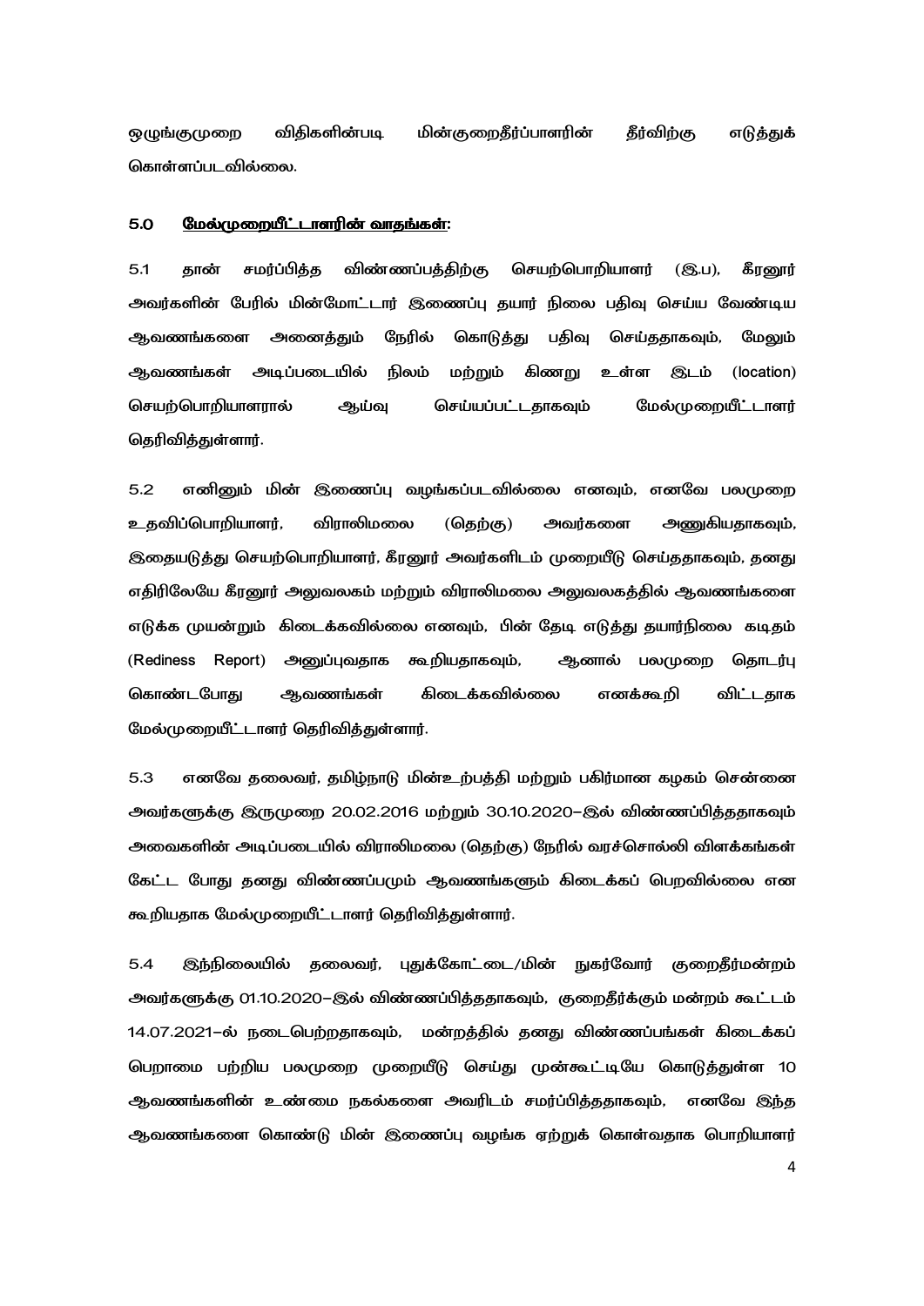ஒழுங்குமுறை விதிகளின்படி மின்குறைதீர்ப்பாளரின் தீர்விற்கு எடுத்துக் கொள்ளப்படவில்லை.

**5.0 <u>மேல்முறையீட்டாளரின் வாதங்கள்:</u>**

5.1 தான் சமர்ப்பித்த விண்ணப்பத்திற்கு செயற்பொறியாளர் (இ.ப), கீரனூர் அவர்களின் பேரில் மின்மோட்டார் இணைப்பு தயார் நிலை பதிவு செய்ய வேண்டிய ஆவணங்களை அனைத்தும் நேரில் கொடுத்து பதிவு செய்ததாகவும், மேலும் ஆவணங்கள் அடிப்படையில் நிலம் மற்றும் கிணறு உள்ள இடம் (location) செயற்பொறியாளரால் ஆய்வு செய்யப்பட்டதாகவும் மேல்முறையீட்டாளர் தெரிவித்துள்ளார்.

5.2 எனினும் மின் இணைப்பு வழங்கப்படவில்லை எனவும், எனவே பலமுறை உதவிப்பொறியாளர், விராலிமலை (தெற்கு) அவர்களை அணுகியதாகவும், இதையடுத்து செயற்பொறியாளர், கீரனூர் அவர்களிடம் முறையீடு செய்ததாகவும், தனது எதிரிலேயே கீரனூர் அலுவலகம் மற்றும் விராலிமலை அலுவலகத்தில் ஆவணங்களை எடுக்க முயன்றும் கிடைக்கவில்லை எனவும், பின் தேடி எடுத்து தயார்நிலை கடிதம் (Rediness Report) அனுப்புவதாக கூறியதாகவும், ஆனால் பலமுறை தொடர்பு கொண்டபோது ஆவணங்கள் கிடைக்கவில்லை எனக்கூறி விட்டதாக மேல்முறையீட்டாளர் தெரிவித்துள்ளார்.

5.3 எனவே தலைவர், தமிழ்நாடு மின்உற்பத்தி மற்றும் பகிர்மான கழகம் சென்னை அவர்களுக்கு இருமுறை 20.02.2016 மற்றும் 30.10.2020–இல் விண்ணப்பித்ததாகவும் அவைகளின் அடிப்படையில் விராலிமலை (தெற்கு) நேரில் வரச்சொல்லி விளக்கங்கள் கேட்ட போது தனது விண்ணப்பமும் ஆவணங்களும் கிடைக்கப் பெறவில்லை என கூறியதாக மேல்முறையீட்டாளர் தெரிவித்துள்ளார்.

5.4 இந்நிலையில் தலைவர், புதுக்கோட்டை/மின் நுகர்வோர் குறைதீர்மன்றம் அவர்களுக்கு 01.10.2020–இல் விண்ணப்பித்ததாகவும், குறைதீர்க்கும் மன்றம் கூட்டம் 14.07.2021–ல் நடைபெற்றதாகவும், மன்றத்தில் தனது விண்ணப்பங்கள் கிடைக்கப் பெறாமை பற்றிய பலமுறை முறையீடு செய்து முன்கூட்டியே கொடுத்துள்ள 10 ஆவணங்களின் உண்மை நகல்களை அவரிடம் சமர்ப்பித்ததாகவும், எனவே இந்த ஆவணங்களை கொண்டு மின் இணைப்பு வழங்க ஏற்றுக் கொள்வதாக பொறியாளர்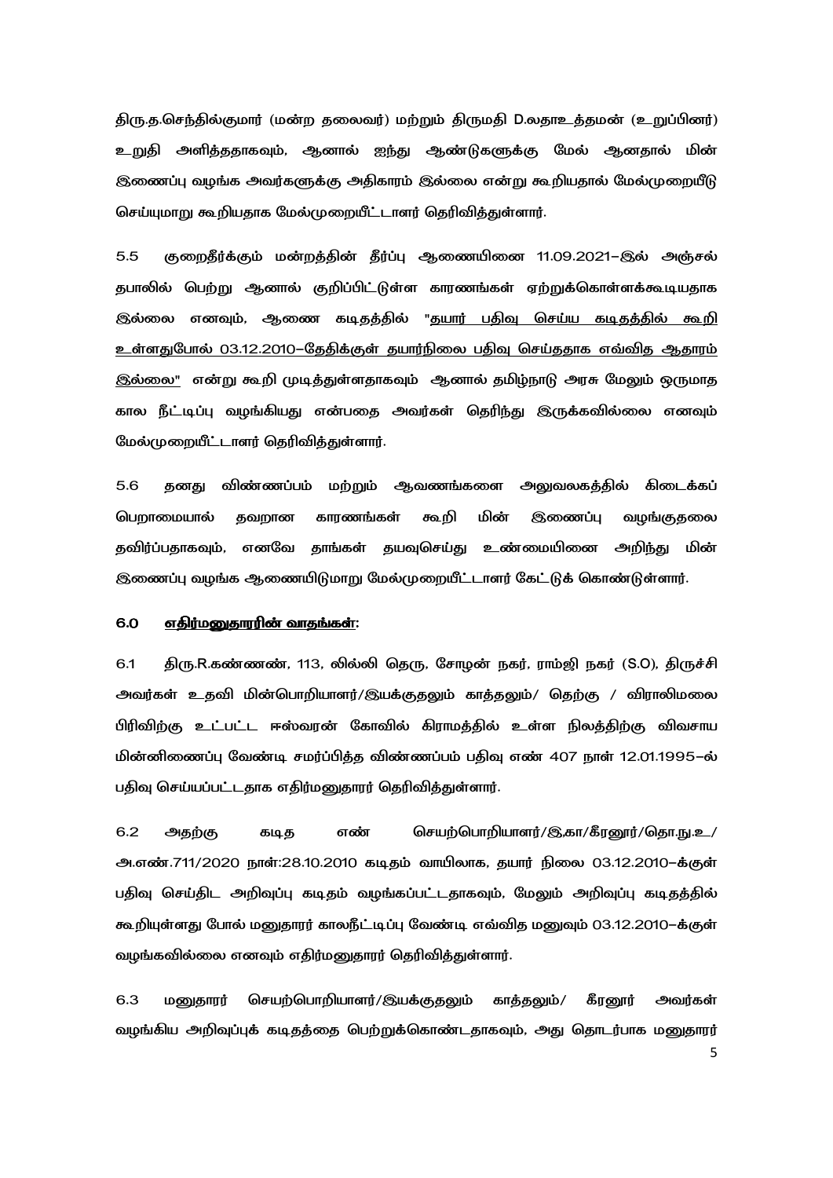திரு.த.செந்தில்குமார் (மன்ற தலைவர்) மற்றும் திருமதி D.லதாஉத்தமன் (உறுப்பினர்) உறுதி அளித்ததாகவும், ஆனால் ஐந்து ஆண்டுகளுக்கு மேல் ஆனதால் மின் இணைப்பு வழங்க அவர்களுக்கு அதிகாரம் இல்லை என்று கூறியதால் மேல்முறையீடு செய்யுமாறு கூறியதாக மேல்முறையீட்டாளர் தெரிவித்துள்ளார்.

5.5 குறைதீர்க்கும் மன்றத்தின் தீர்ப்பு ஆணையினை 11.09.2021–இல் அஞ்சல் தபாலில் பெற்று ஆனால் குறிப்பிட்டுள்ள காரணங்கள் ஏற்றுக்கொள்ளக்கூடியதாக இல்லை எனவும், ஆணை கடிதத்தில் "<u>தயார் பதிவு செய்ய கடிதத்தில் கூறி உள்ளதுபோல் 03.12.2010–தேதிக்குள் தயார்நிலை பதிவு செய்ததாக எவ்வித ஆதாரம் இல்லை</u>" என்று கூறி முடித்துள்ளதாகவும் ஆனால் தமிழ்நாடு அரசு மேலும் ஒருமாத கால நீட்டிப்பு வழங்கியது என்பதை அவர்கள் தெரிந்து இருக்கவில்லை எனவும் மேல்முறையீட்டாளர் தெரிவித்துள்ளார்.

5.6 தனது விண்ணப்பம் மற்றும் ஆவணங்களை அலுவலகத்தில் கிடைக்கப் பெறாமையால் தவறான காரணங்கள் கூறி மின் இணைப்பு வழங்குதலை தவிர்ப்பதாகவும், எனவே தாங்கள் தயவுசெய்து உண்மையினை அறிந்து மின் இணைப்பு வழங்க ஆணையிடுமாறு மேல்முறையீட்டாளர் கேட்டுக் கொண்டுள்ளார்.

## 6.0 <u>எதிர்மனுதாரரின் வாதங்கள்:</u>

6.1 திரு.R.கண்ணண், 113, லில்லி தெரு, சோழன் நகர், ராம்ஜி நகர் (S.O), திருச்சி அவர்கள் உதவி மின்பொறியாளர்/இயக்குதலும் காத்தலும்/ தெற்கு / விராலிமலை பிரிவிற்கு உட்பட்ட ஈஸ்வரன் கோவில் கிராமத்தில் உள்ள நிலத்திற்கு விவசாய மின்னிணைப்பு வேண்டி சமர்ப்பித்த விண்ணப்பம் பதிவு எண் 407 நாள் 12.01.1995–ல் பதிவு செய்யப்பட்டதாக எதிர்மனுதாரர் தெரிவித்துள்ளார்.

6.2 அதற்கு கடித எண் செயற்பொறியாளர்/இ,கா/கீரனூர்/தொ.நு.உ/ அ.எண்.711/2020 நாள்:28.10.2010 கடிதம் வாயிலாக, தயார் நிலை 03.12.2010–க்குள் பதிவு செய்திட அறிவுப்பு கடிதம் வழங்கப்பட்டதாகவும், மேலும் அறிவுப்பு கடிதத்தில் கூறியுள்ளது போல் மனுதாரர் காலநீட்டிப்பு வேண்டி எவ்வித மனுவும் 03.12.2010–க்குள் வழங்கவில்லை எனவும் எதிர்மனுதாரர் தெரிவித்துள்ளார்.

6.3 மனுதாரர் செயற்பொறியாளர்/இயக்குதலும் காத்தலும்/ கீரனூர் அவர்கள் வழங்கிய அறிவுப்புக் கடிதத்தை பெற்றுக்கொண்டதாகவும், அது தொடர்பாக மனுதாரர்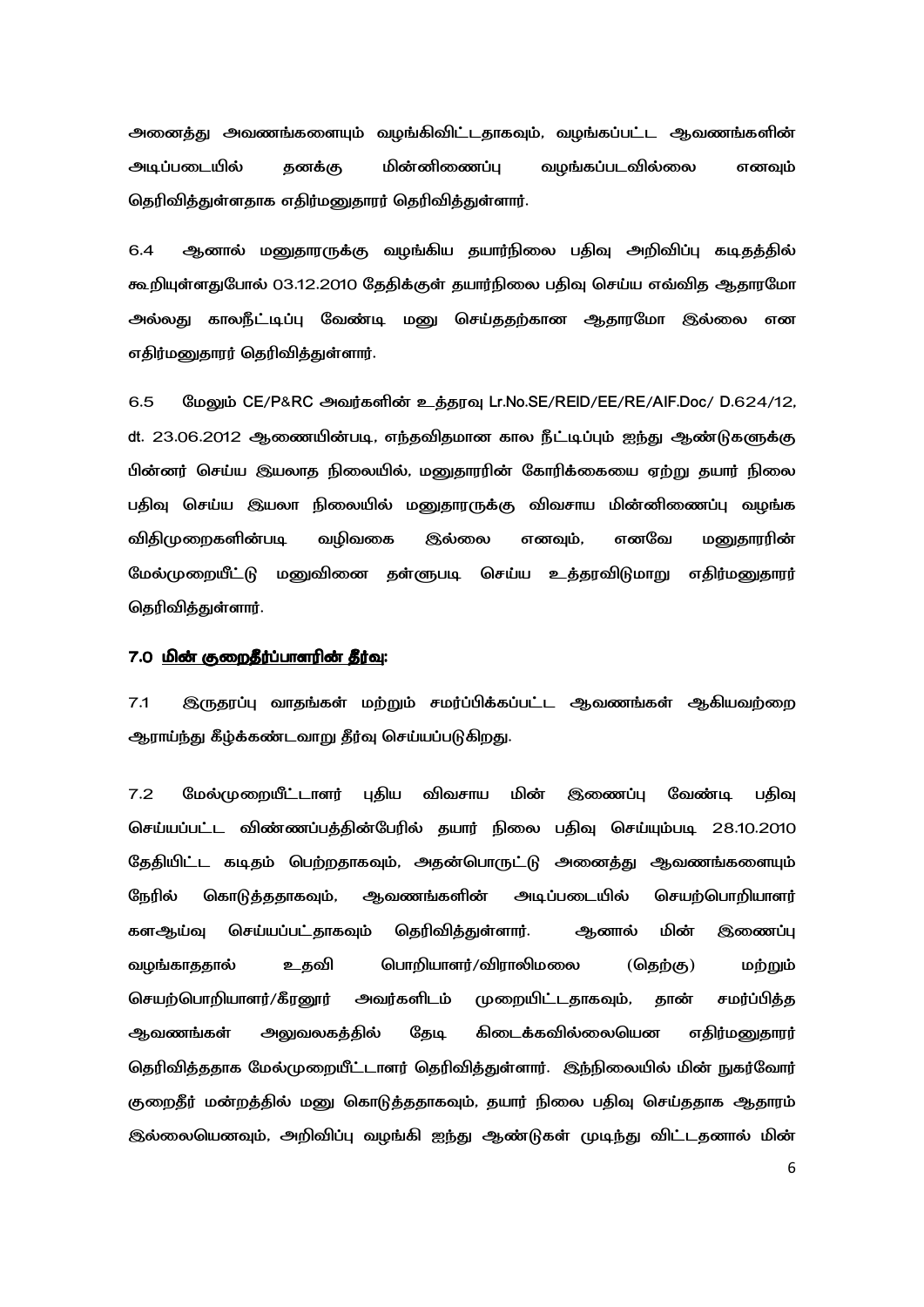அனைத்து அவணங்களையும் வழங்கிவிட்டதாகவும், வழங்கப்பட்ட ஆவணங்களின் அடிப்படையில் தனக்கு மின்னிணைப்பு வழங்கப்படவில்லை எனவும் தெரிவித்துள்ளதாக எதிர்மனுதாரர் தெரிவித்துள்ளார்.

6.4 ஆனால் மனுதாரருக்கு வழங்கிய தயார்நிலை பதிவு அறிவிப்பு கடிதத்தில் கூறியுள்ளதுபோல் 03.12.2010 தேதிக்குள் தயார்நிலை பதிவு செய்ய எவ்வித ஆதாரமோ அல்லது காலநீட்டிப்பு வேண்டி மனு செய்ததற்கான ஆதாரமோ இல்லை என எதிர்மனுதாரர் தெரிவித்துள்ளார்.

6.5 மேலும் CE/P&RC அவர்களின் உத்தரவு Lr.No.SE/REID/EE/RE/AIF.Doc/ D.624/12, dt. 23.06.2012 ஆணையின்படி, எந்தவிதமான கால நீட்டிப்பும் ஐந்து ஆண்டுகளுக்கு பின்னர் செய்ய இயலாத நிலையில், மனுதாரரின் கோரிக்கையை ஏற்று தயார் நிலை பதிவு செய்ய இயலா நிலையில் மனுதாரருக்கு விவசாய மின்னிணைப்பு வழங்க விதிமுறைகளின்படி வழிவகை இல்லை எனவும், எனவே மனுதாரரின் மேல்முறையீட்டு மனுவினை தள்ளுபடி செய்ய உத்தரவிடுமாறு எதிர்மனுதாரர் தெரிவித்துள்ளார்.

### 7.0 <u>மின் குறைதீர்ப்பாளரின் தீர்வு:</u>

7.1 இருதரப்பு வாதங்கள் மற்றும் சமர்ப்பிக்கப்பட்ட ஆவணங்கள் ஆகியவற்றை ஆராய்ந்து கீழ்க்கண்டவாறு தீர்வு செய்யப்படுகிறது.

7.2 மேல்முறையீட்டாளர் புதிய விவசாய மின் இணைப்பு வேண்டி பதிவு செய்யப்பட்ட விண்ணப்பத்தின்பேரில் தயார் நிலை பதிவு செய்யும்படி 28.10.2010 தேதியிட்ட கடிதம் பெற்றதாகவும், அதன்பொருட்டு அனைத்து ஆவணங்களையும் நேரில் கொடுத்ததாகவும், ஆவணங்களின் அடிப்படையில் செயற்பொறியாளர் களஆய்வு செய்யப்பட்டதாகவும் தெரிவித்துள்ளார். ஆனால் மின் இணைப்பு வழங்காததால் உதவி பொறியாளர்/விராலிமலை (தெற்கு) மற்றும் செயற்பொறியாளர்/கீரனூர் அவர்களிடம் முறையிட்டதாகவும், தான் சமர்ப்பித்த ஆவணங்கள் அலுவலகத்தில் தேடி கிடைக்கவில்லையென எதிர்மனுதாரர் தெரிவித்ததாக மேல்முறையீட்டாளர் தெரிவித்துள்ளார். இந்நிலையில் மின் நுகர்வோர் குறைதீர் மன்றத்தில் மனு கொடுத்ததாகவும், தயார் நிலை பதிவு செய்ததாக ஆதாரம் இல்லையெனவும், அறிவிப்பு வழங்கி ஐந்து ஆண்டுகள் முடிந்து விட்டதனால் மின்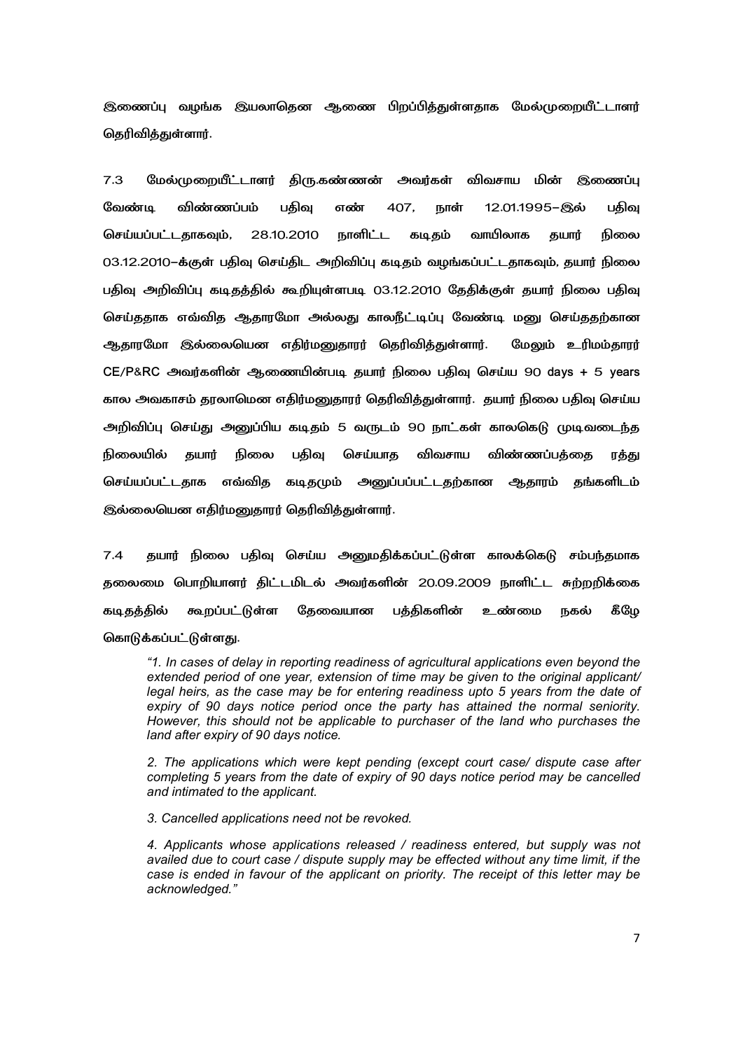இணைப்பு வழங்க இயலாதென ஆணை பிறப்பித்துள்ளதாக மேல்முறையீட்டாளர் தெரிவித்துள்ளார்.

7.3 மேல்முறையீட்டாளர் திரு.கண்ணன் அவர்கள் விவசாய மின் இணைப்பு வேண்டி விண்ணப்பம் பதிவு எண் 407, நாள் 12.01.1995–இல் பதிவு செய்யப்பட்டதாகவும், 28.10.2010 நாளிட்ட கடிதம் வாயிலாக தயார் நிலை 03.12.2010–க்குள் பதிவு செய்திட அறிவிப்பு கடிதம் வழங்கப்பட்டதாகவும், தயார் நிலை பதிவு அறிவிப்பு கடிதத்தில் கூறியுள்ளபடி 03.12.2010 தேதிக்குள் தயார் நிலை பதிவு செய்ததாக எவ்வித ஆதாரமோ அல்லது காலநீட்டிப்பு வேண்டி மனு செய்ததற்கான ஆதாரமோ இல்லையென எதிர்மனுதாரர் தெரிவித்துள்ளார். மேலும் உரிமம்தாரர் CE/P&RC அவர்களின் ஆணையின்படி தயார் நிலை பதிவு செய்ய 90 days + 5 years கால அவகாசம் தரலாமென எதிர்மனுதாரர் தெரிவித்துள்ளார். தயார் நிலை பதிவு செய்ய அறிவிப்பு செய்து அனுப்பிய கடிதம் 5 வருடம் 90 நாட்கள் காலகெடு முடிவடைந்த நிலையில் தயார் நிலை பதிவு செய்யாத விவசாய விண்ணப்பத்தை ரத்து செய்யப்பட்டதாக எவ்வித கடிதமும் அனுப்பப்பட்டதற்கான ஆதாரம் தங்களிடம் இல்லையென எதிர்மனுதாரர் தெரிவித்துள்ளார்.

7.4 தயார் நிலை பதிவு செய்ய அனுமதிக்கப்பட்டுள்ள காலக்கெடு சம்பந்தமாக தலைமை பொறியாளர் திட்டமிடல் அவர்களின் 20.09.2009 நாளிட்ட சுற்றறிக்கை கடிதத்தில் கூறப்பட்டுள்ள தேவையான பத்திகளின் உண்மை நகல் கீழே கொடுக்கப்பட்டுள்ளது.

> *"1. In cases of delay in reporting readiness of agricultural applications even beyond the extended period of one year, extension of time may be given to the original applicant/ legal heirs, as the case may be for entering readiness upto 5 years from the date of expiry of 90 days notice period once the party has attained the normal seniority. However, this should not be applicable to purchaser of the land who purchases the land after expiry of 90 days notice.*
>
> *2. The applications which were kept pending (except court case/ dispute case after completing 5 years from the date of expiry of 90 days notice period may be cancelled and intimated to the applicant.*
>
> *3. Cancelled applications need not be revoked.*
>
> *4. Applicants whose applications released / readiness entered, but supply was not availed due to court case / dispute supply may be effected without any time limit, if the case is ended in favour of the applicant on priority. The receipt of this letter may be acknowledged."*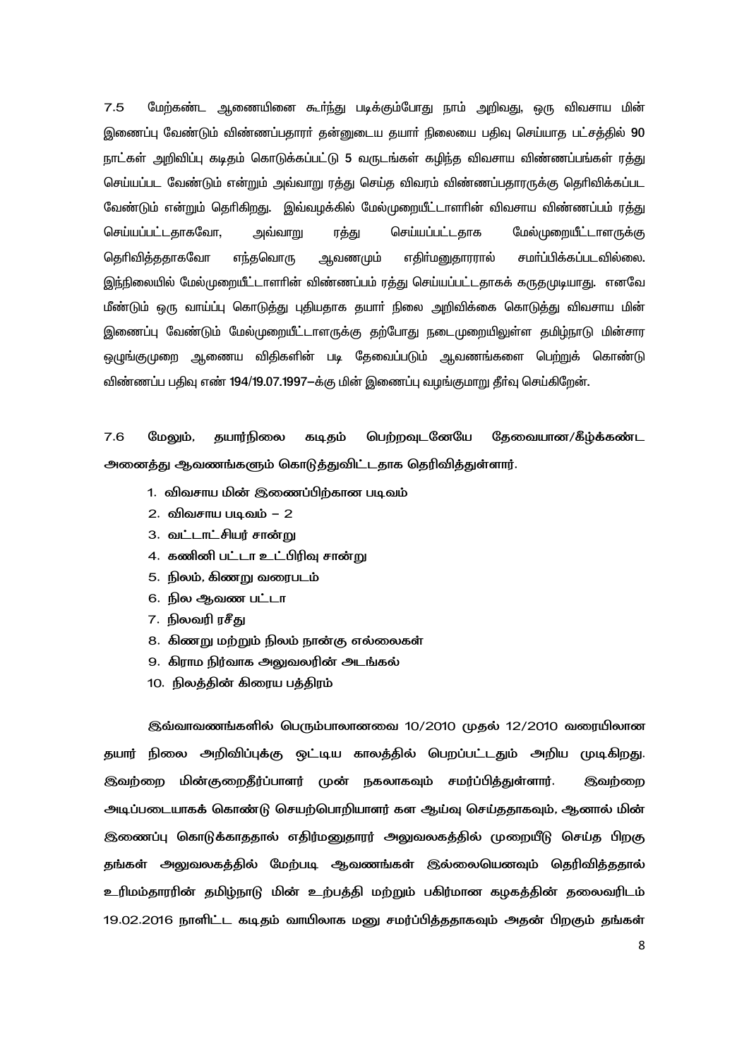7.5 மேற்கண்ட ஆணையினை கூர்ந்து படிக்கும்போது நாம் அறிவது, ஒரு விவசாய மின் இணைப்பு வேண்டும் விண்ணப்பதாரர் தன்னுடைய தயார் நிலையை பதிவு செய்யாத பட்சத்தில் 90 நாட்கள் அறிவிப்பு கடிதம் கொடுக்கப்பட்டு 5 வருடங்கள் கழிந்த விவசாய விண்ணப்பங்கள் ரத்து செய்யப்பட வேண்டும் என்றும் அவ்வாறு ரத்து செய்த விவரம் விண்ணப்பதாரருக்கு தெரிவிக்கப்பட வேண்டும் என்றும் தெரிகிறது. இவ்வழக்கில் மேல்முறையீட்டாளரின் விவசாய விண்ணப்பம் ரத்து செய்யப்பட்டதாகவோ, அவ்வாறு ரத்து செய்யப்பட்டதாக மேல்முறையீட்டாளருக்கு தெரிவித்ததாகவோ எந்தவொரு ஆவணமும் எதிர்மனுதாரரால் சமர்ப்பிக்கப்படவில்லை. இந்நிலையில் மேல்முறையீட்டாளரின் விண்ணப்பம் ரத்து செய்யப்பட்டதாகக் கருதமுடியாது. எனவே மீண்டும் ஒரு வாய்ப்பு கொடுத்து புதியதாக தயார் நிலை அறிவிக்கை கொடுத்து விவசாய மின் இணைப்பு வேண்டும் மேல்முறையீட்டாளருக்கு தற்போது நடைமுறையிலுள்ள தமிழ்நாடு மின்சார ஒழுங்குமுறை ஆணைய விதிகளின் படி தேவைப்படும் ஆவணங்களை பெற்றுக் கொண்டு விண்ணப்ப பதிவு எண் 194/19.07.1997–க்கு மின் இணைப்பு வழங்குமாறு தீர்வு செய்கிறேன்.

7.6 மேலும், தயார்நிலை கடிதம் பெற்றவுடனேயே தேவையான/கீழ்க்கண்ட அனைத்து ஆவணங்களும் கொடுத்துவிட்டதாக தெரிவித்துள்ளார்.

1. விவசாய மின் இணைப்பிற்கான படிவம்
2. விவசாய படிவம் – 2
3. வட்டாட்சியர் சான்று
4. கணினி பட்டா உட்பிரிவு சான்று
5. நிலம், கிணறு வரைபடம்
6. நில ஆவண பட்டா
7. நிலவரி ரசீது
8. கிணறு மற்றும் நிலம் நான்கு எல்லைகள்
9. கிராம நிர்வாக அலுவலரின் அடங்கல்
10. நிலத்தின் கிரைய பத்திரம்

இவ்வாவணங்களில் பெரும்பாலானவை 10/2010 முதல் 12/2010 வரையிலான தயார் நிலை அறிவிப்புக்கு ஒட்டிய காலத்தில் பெறப்பட்டதும் அறிய முடிகிறது. இவற்றை மின்குறைதீர்ப்பாளர் முன் நகலாகவும் சமர்ப்பித்துள்ளார். இவற்றை அடிப்படையாகக் கொண்டு செயற்பொறியாளர் கள ஆய்வு செய்ததாகவும், ஆனால் மின் இணைப்பு கொடுக்காததால் எதிர்மனுதாரர் அலுவலகத்தில் முறையீடு செய்த பிறகு தங்கள் அலுவலகத்தில் மேற்படி ஆவணங்கள் இல்லையெனவும் தெரிவித்ததால் உரிமம்தாரரின் தமிழ்நாடு மின் உற்பத்தி மற்றும் பகிர்மான கழகத்தின் தலைவரிடம் 19.02.2016 நாளிட்ட கடிதம் வாயிலாக மனு சமர்ப்பித்ததாகவும் அதன் பிறகும் தங்கள்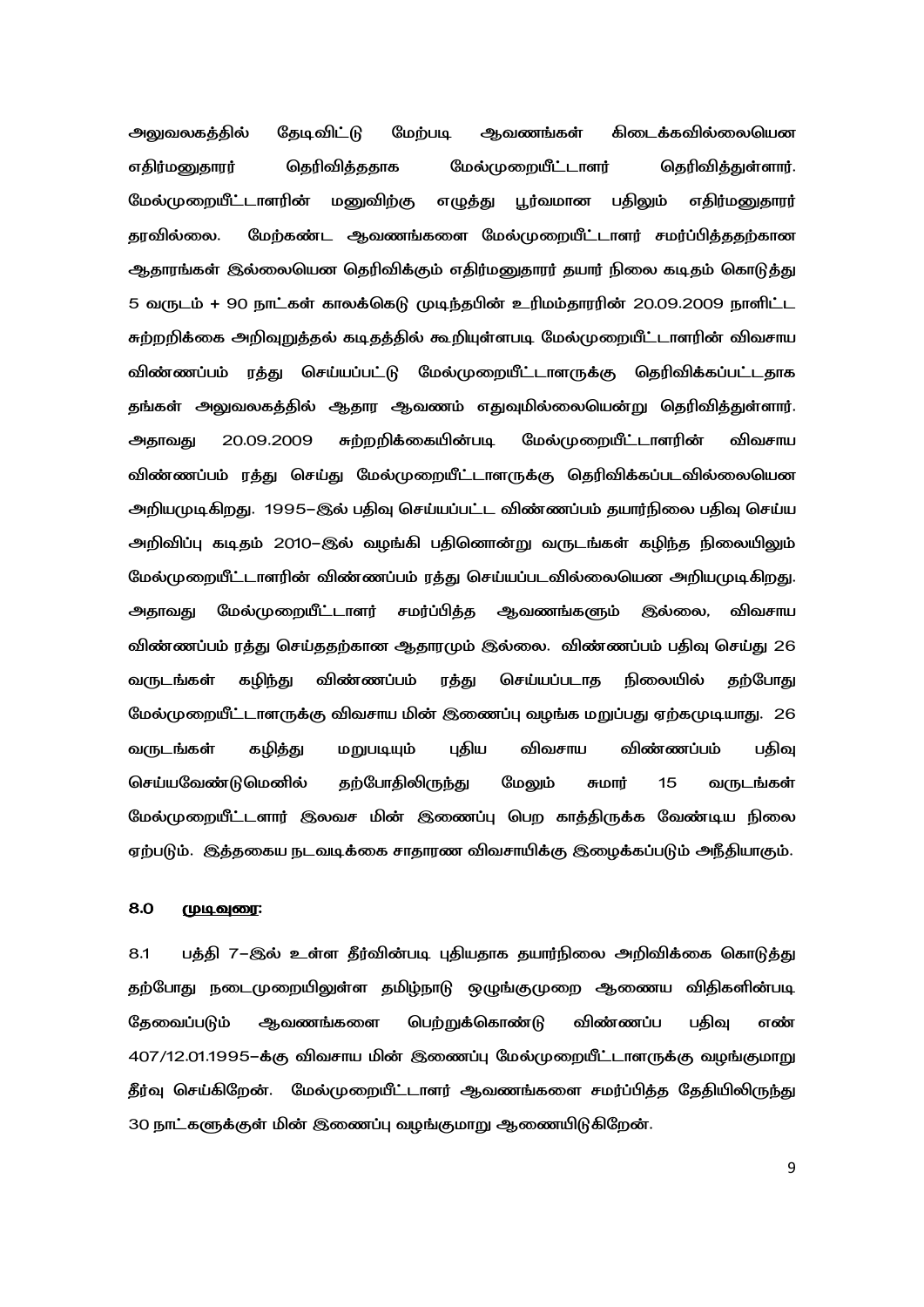அலுவலகத்தில் தேடிவிட்டு மேற்படி ஆவணங்கள் கிடைக்கவில்லையென எதிர்மனுதாரர் தெரிவித்ததாக மேல்முறையீட்டாளர் தெரிவித்துள்ளார். மேல்முறையீட்டாளரின் மனுவிற்கு எழுத்து பூர்வமான பதிலும் எதிர்மனுதாரர் தரவில்லை. மேற்கண்ட ஆவணங்களை மேல்முறையீட்டாளர் சமர்ப்பித்ததற்கான ஆதாரங்கள் இல்லையென தெரிவிக்கும் எதிர்மனுதாரர் தயார் நிலை கடிதம் கொடுத்து 5 வருடம் + 90 நாட்கள் காலக்கெடு முடிந்தபின் உரிமம்தாரரின் 20.09.2009 நாளிட்ட சுற்றறிக்கை அறிவுறுத்தல் கடிதத்தில் கூறியுள்ளபடி மேல்முறையீட்டாளரின் விவசாய விண்ணப்பம் ரத்து செய்யப்பட்டு மேல்முறையீட்டாளருக்கு தெரிவிக்கப்பட்டதாக தங்கள் அலுவலகத்தில் ஆதார ஆவணம் எதுவுமில்லையென்று தெரிவித்துள்ளார். அதாவது 20.09.2009 சுற்றறிக்கையின்படி மேல்முறையீட்டாளரின் விவசாய விண்ணப்பம் ரத்து செய்து மேல்முறையீட்டாளருக்கு தெரிவிக்கப்படவில்லையென அறியமுடிகிறது. 1995–இல் பதிவு செய்யப்பட்ட விண்ணப்பம் தயார்நிலை பதிவு செய்ய அறிவிப்பு கடிதம் 2010–இல் வழங்கி பதினொன்று வருடங்கள் கழிந்த நிலையிலும் மேல்முறையீட்டாளரின் விண்ணப்பம் ரத்து செய்யப்படவில்லையென அறியமுடிகிறது. அதாவது மேல்முறையீட்டாளர் சமர்ப்பித்த ஆவணங்களும் இல்லை, விவசாய விண்ணப்பம் ரத்து செய்ததற்கான ஆதாரமும் இல்லை. விண்ணப்பம் பதிவு செய்து 26 வருடங்கள் கழிந்து விண்ணப்பம் ரத்து செய்யப்படாத நிலையில் தற்போது மேல்முறையீட்டாளருக்கு விவசாய மின் இணைப்பு வழங்க மறுப்பது ஏற்கமுடியாது. 26 வருடங்கள் கழித்து மறுபடியும் புதிய விவசாய விண்ணப்பம் பதிவு செய்யவேண்டுமெனில் தற்போதிலிருந்து மேலும் சுமார் 15 வருடங்கள் மேல்முறையீட்டாளர் இலவச மின் இணைப்பு பெற காத்திருக்க வேண்டிய நிலை ஏற்படும். இத்தகைய நடவடிக்கை சாதாரண விவசாயிக்கு இழைக்கப்படும் அநீதியாகும்.

## 8.0 முடிவுரை:

8.1 பத்தி 7–இல் உள்ள தீர்வின்படி புதியதாக தயார்நிலை அறிவிக்கை கொடுத்து தற்போது நடைமுறையிலுள்ள தமிழ்நாடு ஒழுங்குமுறை ஆணைய விதிகளின்படி தேவைப்படும் ஆவணங்களை பெற்றுக்கொண்டு விண்ணப்ப பதிவு எண் 407/12.01.1995–க்கு விவசாய மின் இணைப்பு மேல்முறையீட்டாளருக்கு வழங்குமாறு தீர்வு செய்கிறேன். மேல்முறையீட்டாளர் ஆவணங்களை சமர்ப்பித்த தேதியிலிருந்து 30 நாட்களுக்குள் மின் இணைப்பு வழங்குமாறு ஆணையிடுகிறேன்.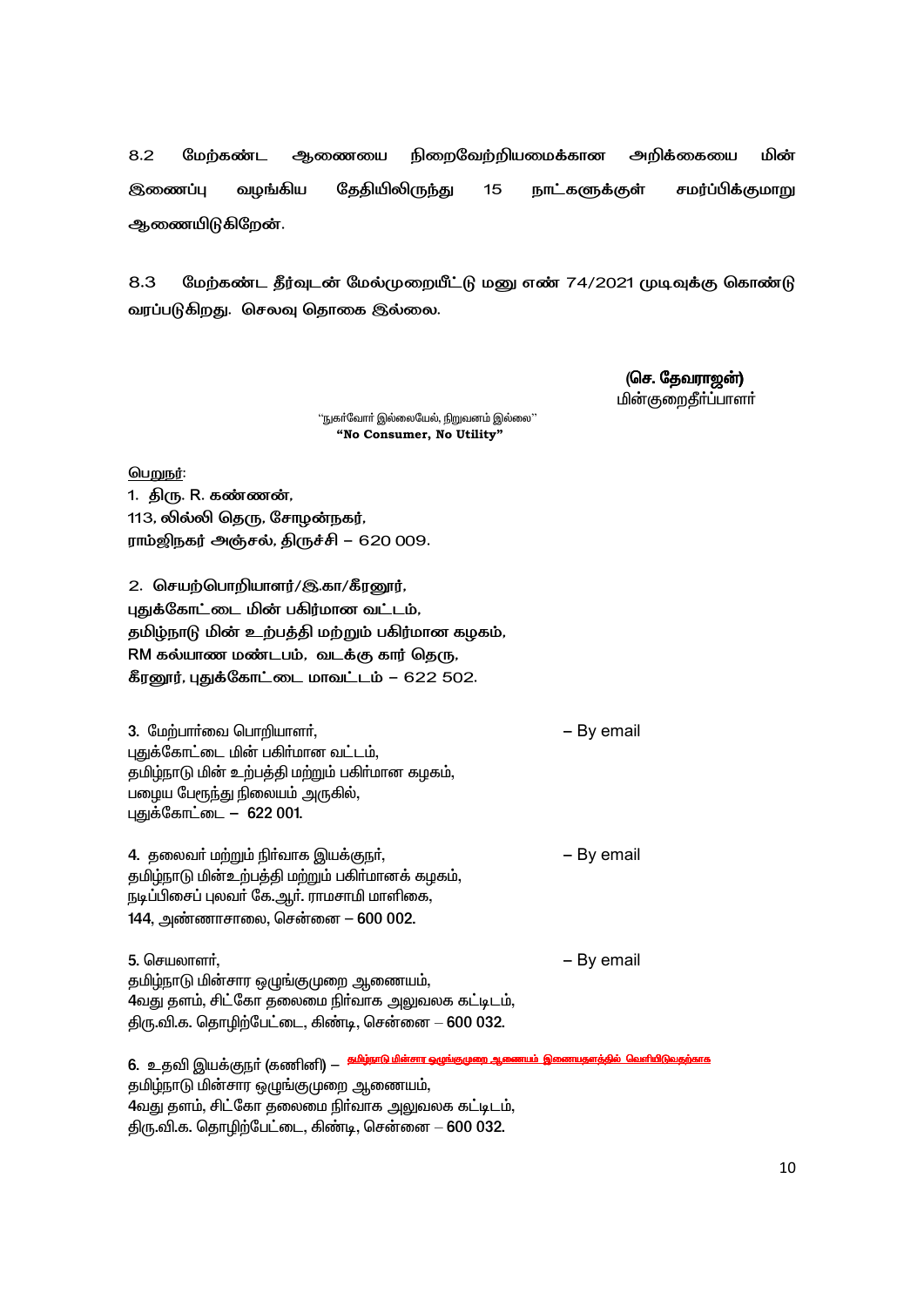8.2 மேற்கண்ட ஆணையை நிறைவேற்றியமைக்கான அறிக்கையை மின் இணைப்பு வழங்கிய தேதியிலிருந்து 15 நாட்களுக்குள் சமர்ப்பிக்குமாறு ஆணையிடுகிறேன்.

8.3 மேற்கண்ட தீர்வுடன் மேல்முறையீட்டு மனு எண் 74/2021 முடிவுக்கு கொண்டு வரப்படுகிறது. செலவு தொகை இல்லை.

**(செ. தேவராஜன்)**
மின்குறைதீர்ப்பாளர்

"நுகர்வோர் இல்லையேல், நிறுவனம் இல்லை"
**"No Consumer, No Utility"**

<u>பெறுநர்</u>:

1. **திரு. R. கண்ணன்,**
**113, லில்லி தெரு, சோழன்நகர்,**
**ராம்ஜிநகர் அஞ்சல், திருச்சி – 620 009.**

2. **செயற்பொறியாளர்/இ.கா/கீரனூர்,**
**புதுக்கோட்டை மின் பகிர்மான வட்டம்,**
**தமிழ்நாடு மின் உற்பத்தி மற்றும் பகிர்மான கழகம்,**
**RM கல்யாண மண்டபம், வடக்கு கார் தெரு,**
**கீரனூர், புதுக்கோட்டை மாவட்டம் – 622 502.**

3. மேற்பார்வை பொறியாளர், – By email
புதுக்கோட்டை மின் பகிர்மான வட்டம்,
தமிழ்நாடு மின் உற்பத்தி மற்றும் பகிர்மான கழகம்,
பழைய பேருந்து நிலையம் அருகில்,
புதுக்கோட்டை – 622 001.

4. தலைவர் மற்றும் நிர்வாக இயக்குநர், – By email
தமிழ்நாடு மின்உற்பத்தி மற்றும் பகிர்மானக் கழகம்,
நடிப்பிசைப் புலவர் கே.ஆர். ராமசாமி மாளிகை,
144, அண்ணாசாலை, சென்னை – 600 002.

5. செயலாளர், – By email
தமிழ்நாடு மின்சார ஒழுங்குமுறை ஆணையம்,
4வது தளம், சிட்கோ தலைமை நிர்வாக அலுவலக கட்டிடம்,
திரு.வி.க. தொழிற்பேட்டை, கிண்டி, சென்னை – 600 032.

6. உதவி இயக்குநர் (கணினி) – <u>**தமிழ்நாடு மின்சார ஒழுங்குமுறை ஆணையம் இணையதளத்தில் வெளியிடுவதற்காக**</u>
தமிழ்நாடு மின்சார ஒழுங்குமுறை ஆணையம்,
4வது தளம், சிட்கோ தலைமை நிர்வாக அலுவலக கட்டிடம்,
திரு.வி.க. தொழிற்பேட்டை, கிண்டி, சென்னை – 600 032.